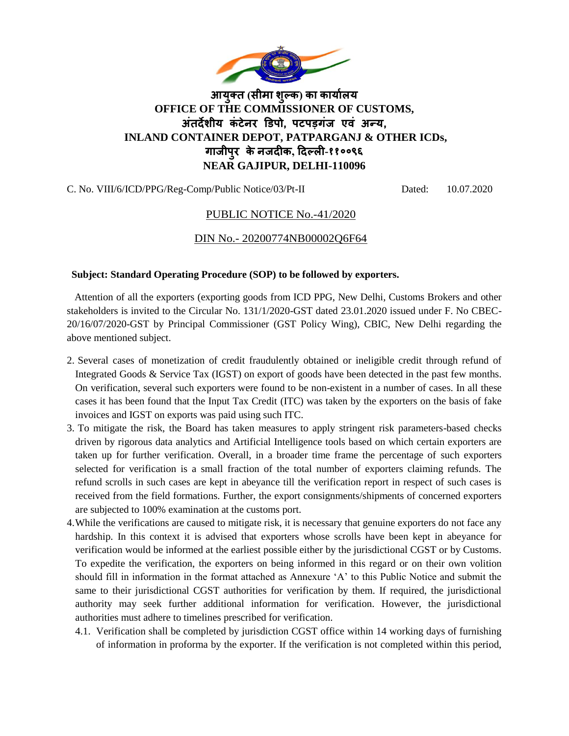**आयुक्त (सीमा शुल्क) का कार्यालय**
**OFFICE OF THE COMMISSIONER OF CUSTOMS,**
**अंतर्देशीय कंटेनर डिपो, पटपड़गंज एवं अन्य,**
**INLAND CONTAINER DEPOT, PATPARGANJ & OTHER ICDs,**
**गाजीपुर के नजदीक, दिल्ली-११००९६**
**NEAR GAJIPUR, DELHI-110096**

C. No. VIII/6/ICD/PPG/Reg-Comp/Public Notice/03/Pt-II Dated: 10.07.2020

PUBLIC NOTICE No.-41/2020

DIN No.- 20200774NB00002Q6F64

**Subject: Standard Operating Procedure (SOP) to be followed by exporters.**

Attention of all the exporters (exporting goods from ICD PPG, New Delhi, Customs Brokers and other stakeholders is invited to the Circular No. 131/1/2020-GST dated 23.01.2020 issued under F. No CBEC-20/16/07/2020-GST by Principal Commissioner (GST Policy Wing), CBIC, New Delhi regarding the above mentioned subject.

2. Several cases of monetization of credit fraudulently obtained or ineligible credit through refund of Integrated Goods & Service Tax (IGST) on export of goods have been detected in the past few months. On verification, several such exporters were found to be non-existent in a number of cases. In all these cases it has been found that the Input Tax Credit (ITC) was taken by the exporters on the basis of fake invoices and IGST on exports was paid using such ITC.

3. To mitigate the risk, the Board has taken measures to apply stringent risk parameters-based checks driven by rigorous data analytics and Artificial Intelligence tools based on which certain exporters are taken up for further verification. Overall, in a broader time frame the percentage of such exporters selected for verification is a small fraction of the total number of exporters claiming refunds. The refund scrolls in such cases are kept in abeyance till the verification report in respect of such cases is received from the field formations. Further, the export consignments/shipments of concerned exporters are subjected to 100% examination at the customs port.

4. While the verifications are caused to mitigate risk, it is necessary that genuine exporters do not face any hardship. In this context it is advised that exporters whose scrolls have been kept in abeyance for verification would be informed at the earliest possible either by the jurisdictional CGST or by Customs. To expedite the verification, the exporters on being informed in this regard or on their own volition should fill in information in the format attached as Annexure 'A' to this Public Notice and submit the same to their jurisdictional CGST authorities for verification by them. If required, the jurisdictional authority may seek further additional information for verification. However, the jurisdictional authorities must adhere to timelines prescribed for verification.

   4.1. Verification shall be completed by jurisdiction CGST office within 14 working days of furnishing of information in proforma by the exporter. If the verification is not completed within this period,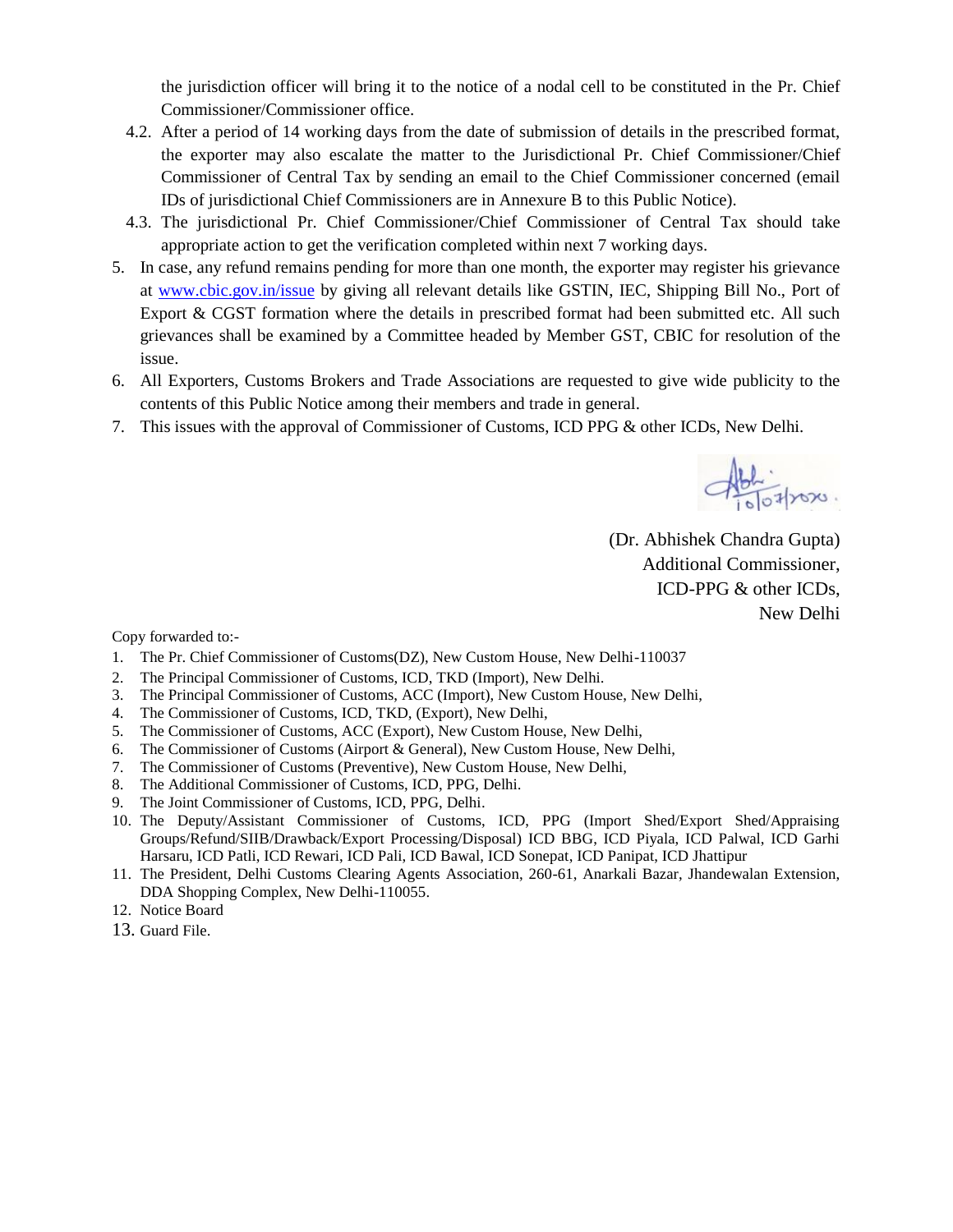the jurisdiction officer will bring it to the notice of a nodal cell to be constituted in the Pr. Chief Commissioner/Commissioner office.

4.2. After a period of 14 working days from the date of submission of details in the prescribed format, the exporter may also escalate the matter to the Jurisdictional Pr. Chief Commissioner/Chief Commissioner of Central Tax by sending an email to the Chief Commissioner concerned (email IDs of jurisdictional Chief Commissioners are in Annexure B to this Public Notice).

4.3. The jurisdictional Pr. Chief Commissioner/Chief Commissioner of Central Tax should take appropriate action to get the verification completed within next 7 working days.

5. In case, any refund remains pending for more than one month, the exporter may register his grievance at www.cbic.gov.in/issue by giving all relevant details like GSTIN, IEC, Shipping Bill No., Port of Export & CGST formation where the details in prescribed format had been submitted etc. All such grievances shall be examined by a Committee headed by Member GST, CBIC for resolution of the issue.

6. All Exporters, Customs Brokers and Trade Associations are requested to give wide publicity to the contents of this Public Notice among their members and trade in general.

7. This issues with the approval of Commissioner of Customs, ICD PPG & other ICDs, New Delhi.

Abhi. 10/07/2020.

(Dr. Abhishek Chandra Gupta)
Additional Commissioner,
ICD-PPG & other ICDs,
New Delhi

Copy forwarded to:-

1. The Pr. Chief Commissioner of Customs(DZ), New Custom House, New Delhi-110037
2. The Principal Commissioner of Customs, ICD, TKD (Import), New Delhi.
3. The Principal Commissioner of Customs, ACC (Import), New Custom House, New Delhi,
4. The Commissioner of Customs, ICD, TKD, (Export), New Delhi,
5. The Commissioner of Customs, ACC (Export), New Custom House, New Delhi,
6. The Commissioner of Customs (Airport & General), New Custom House, New Delhi,
7. The Commissioner of Customs (Preventive), New Custom House, New Delhi,
8. The Additional Commissioner of Customs, ICD, PPG, Delhi.
9. The Joint Commissioner of Customs, ICD, PPG, Delhi.
10. The Deputy/Assistant Commissioner of Customs, ICD, PPG (Import Shed/Export Shed/Appraising Groups/Refund/SIIB/Drawback/Export Processing/Disposal) ICD BBG, ICD Piyala, ICD Palwal, ICD Garhi Harsaru, ICD Patli, ICD Rewari, ICD Pali, ICD Bawal, ICD Sonepat, ICD Panipat, ICD Jhattipur
11. The President, Delhi Customs Clearing Agents Association, 260-61, Anarkali Bazar, Jhandewalan Extension, DDA Shopping Complex, New Delhi-110055.
12. Notice Board
13. Guard File.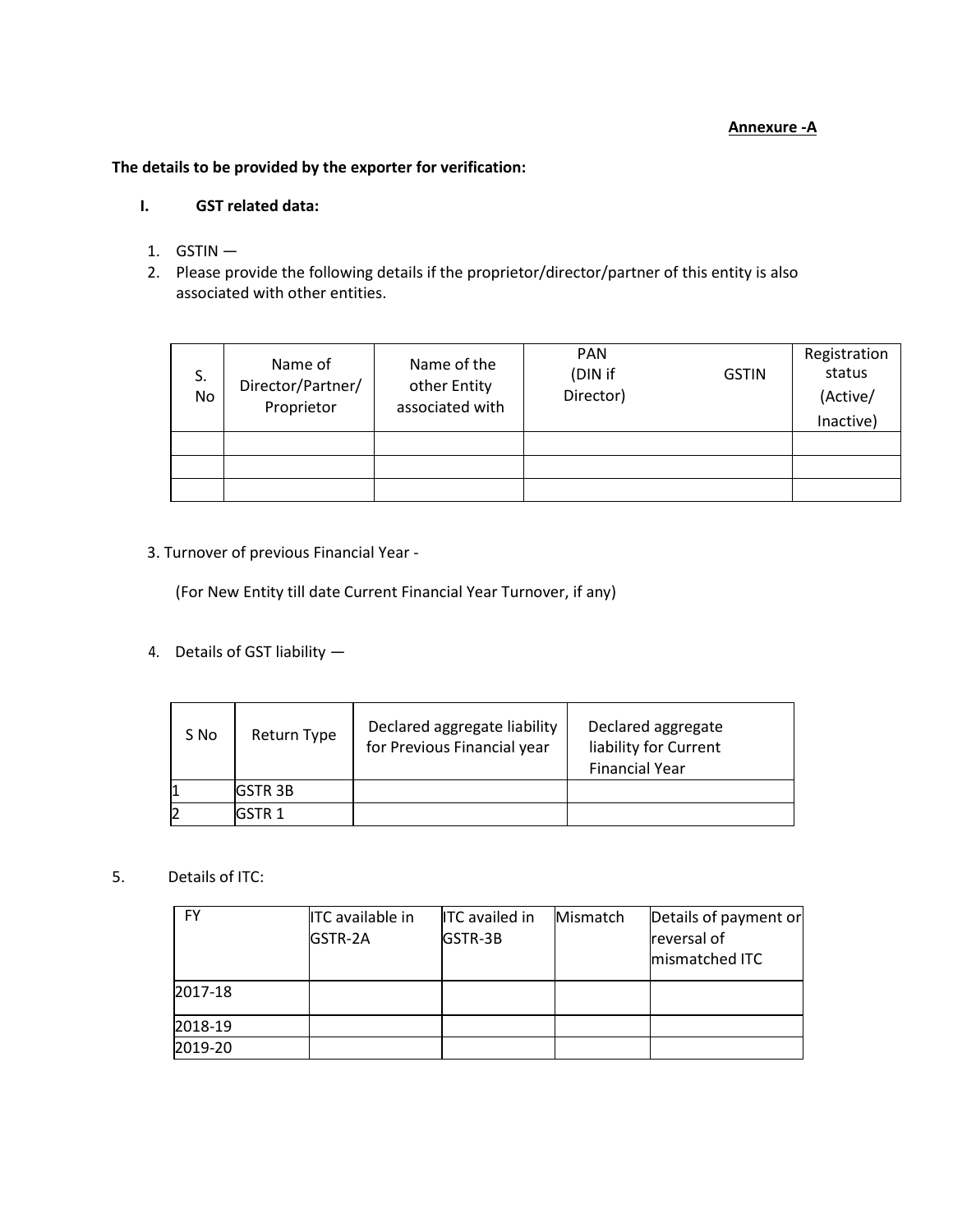**Annexure -A**

**The details to be provided by the exporter for verification:**

**I. GST related data:**

1. GSTIN —
2. Please provide the following details if the proprietor/director/partner of this entity is also associated with other entities.

| S. No | Name of Director/Partner/ Proprietor | Name of the other Entity associated with | PAN (DIN if Director) GSTIN | Registration status (Active/ Inactive) |
|---|---|---|---|---|
| | | | | |
| | | | | |
| | | | | |

3. Turnover of previous Financial Year -

   (For New Entity till date Current Financial Year Turnover, if any)

4. Details of GST liability —

| S No | Return Type | Declared aggregate liability for Previous Financial year | Declared aggregate liability for Current Financial Year |
|---|---|---|---|
| 1 | GSTR 3B | | |
| 2 | GSTR 1 | | |

5. Details of ITC:

| FY | ITC available in GSTR-2A | ITC availed in GSTR-3B | Mismatch | Details of payment or reversal of mismatched ITC |
|---|---|---|---|---|
| 2017-18 | | | | |
| 2018-19 | | | | |
| 2019-20 | | | | |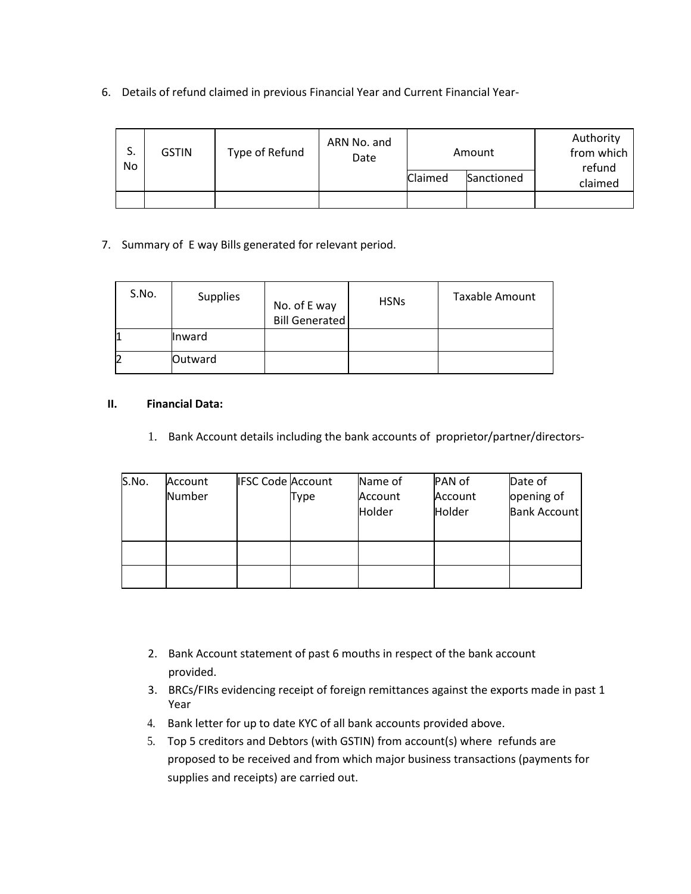6. Details of refund claimed in previous Financial Year and Current Financial Year-

| S. No | GSTIN | Type of Refund | ARN No. and Date | Amount | | Authority from which refund claimed |
|---|---|---|---|---|---|---|
| | | | | Claimed | Sanctioned | |
| | | | | | | |

7. Summary of E way Bills generated for relevant period.

| S.No. | Supplies | No. of E way Bill Generated | HSNs | Taxable Amount |
|---|---|---|---|---|
| 1 | Inward | | | |
| 2 | Outward | | | |

**II. Financial Data:**

1. Bank Account details including the bank accounts of proprietor/partner/directors-

| S.No. | Account Number | IFSC Code | Account Type | Name of Account Holder | PAN of Account Holder | Date of opening of Bank Account |
|---|---|---|---|---|---|---|
| | | | | | | |
| | | | | | | |

2. Bank Account statement of past 6 mouths in respect of the bank account provided.
3. BRCs/FIRs evidencing receipt of foreign remittances against the exports made in past 1 Year
4. Bank letter for up to date KYC of all bank accounts provided above.
5. Top 5 creditors and Debtors (with GSTIN) from account(s) where refunds are proposed to be received and from which major business transactions (payments for supplies and receipts) are carried out.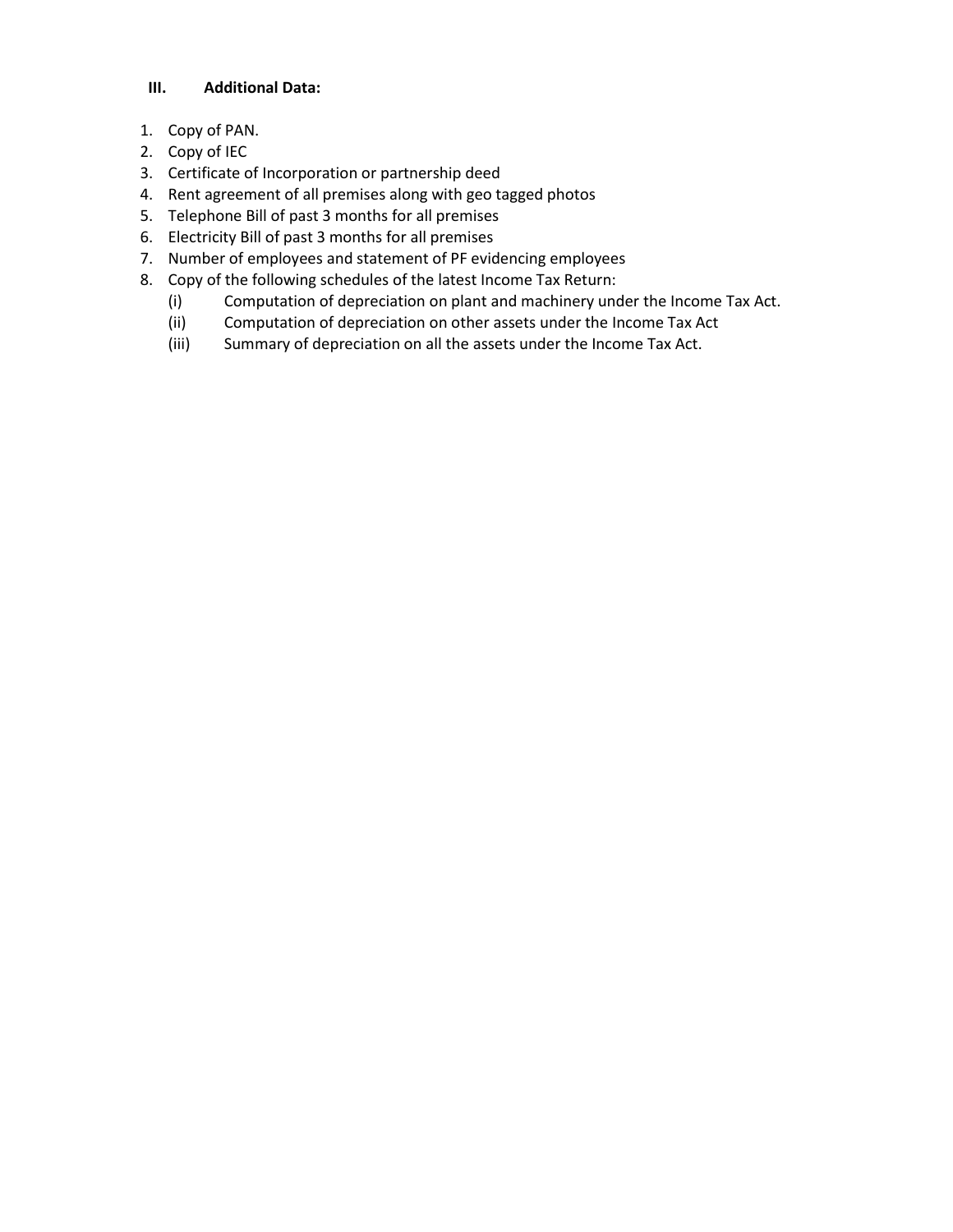### III. Additional Data:

1. Copy of PAN.
2. Copy of IEC
3. Certificate of Incorporation or partnership deed
4. Rent agreement of all premises along with geo tagged photos
5. Telephone Bill of past 3 months for all premises
6. Electricity Bill of past 3 months for all premises
7. Number of employees and statement of PF evidencing employees
8. Copy of the following schedules of the latest Income Tax Return:
   (i) Computation of depreciation on plant and machinery under the Income Tax Act.
   (ii) Computation of depreciation on other assets under the Income Tax Act
   (iii) Summary of depreciation on all the assets under the Income Tax Act.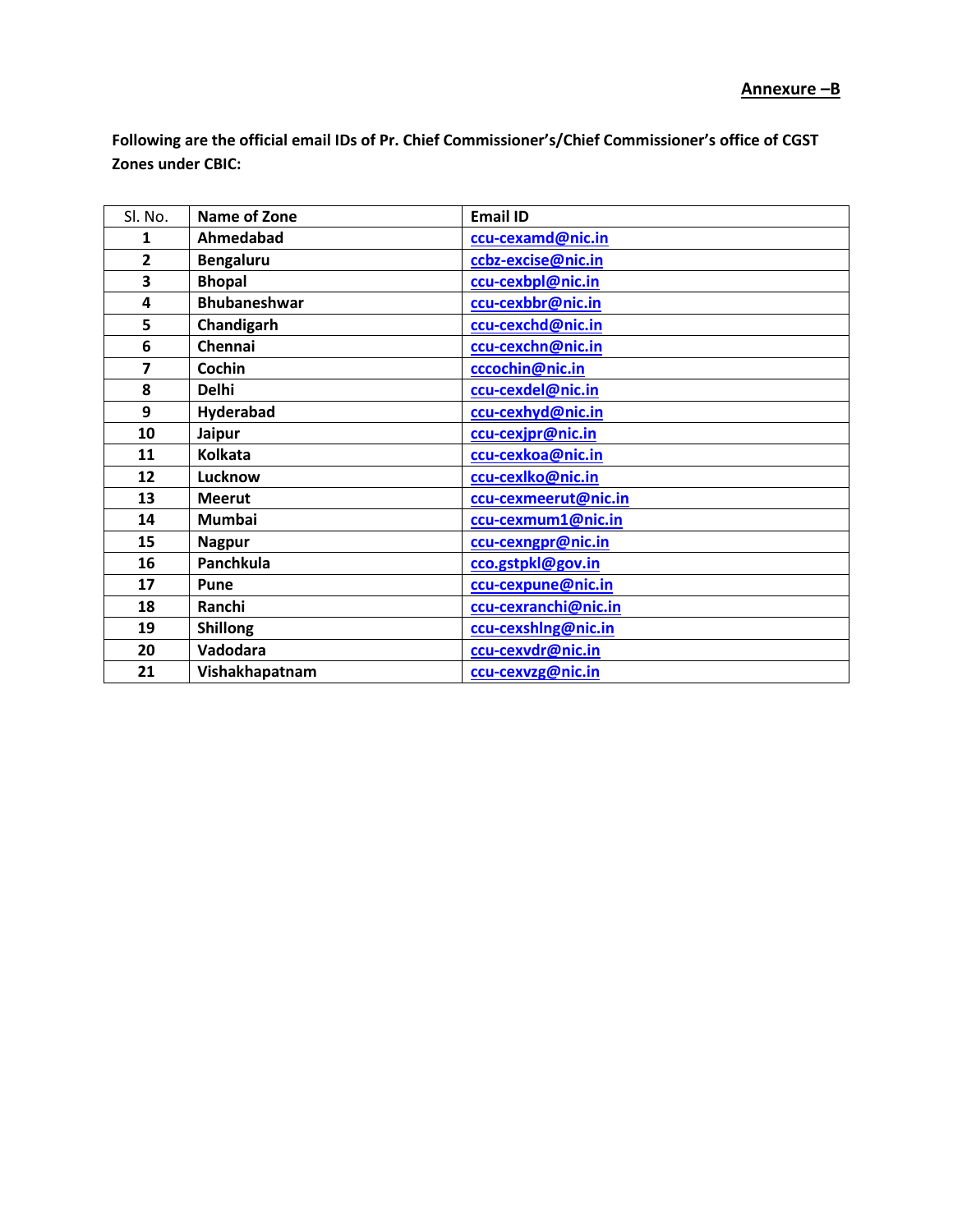**Annexure –B**

**Following are the official email IDs of Pr. Chief Commissioner's/Chief Commissioner's office of CGST Zones under CBIC:**

| Sl. No. | Name of Zone | Email ID |
|---|---|---|
| **1** | **Ahmedabad** | ccu-cexamd@nic.in |
| **2** | **Bengaluru** | ccbz-excise@nic.in |
| **3** | **Bhopal** | ccu-cexbpl@nic.in |
| **4** | **Bhubaneshwar** | ccu-cexbbr@nic.in |
| **5** | **Chandigarh** | ccu-cexchd@nic.in |
| **6** | **Chennai** | ccu-cexchn@nic.in |
| **7** | **Cochin** | cccochin@nic.in |
| **8** | **Delhi** | ccu-cexdel@nic.in |
| **9** | **Hyderabad** | ccu-cexhyd@nic.in |
| **10** | **Jaipur** | ccu-cexjpr@nic.in |
| **11** | **Kolkata** | ccu-cexkoa@nic.in |
| **12** | **Lucknow** | ccu-cexlko@nic.in |
| **13** | **Meerut** | ccu-cexmeerut@nic.in |
| **14** | **Mumbai** | ccu-cexmum1@nic.in |
| **15** | **Nagpur** | ccu-cexngpr@nic.in |
| **16** | **Panchkula** | cco.gstpkl@gov.in |
| **17** | **Pune** | ccu-cexpune@nic.in |
| **18** | **Ranchi** | ccu-cexranchi@nic.in |
| **19** | **Shillong** | ccu-cexshlng@nic.in |
| **20** | **Vadodara** | ccu-cexvdr@nic.in |
| **21** | **Vishakhapatnam** | ccu-cexvzg@nic.in |